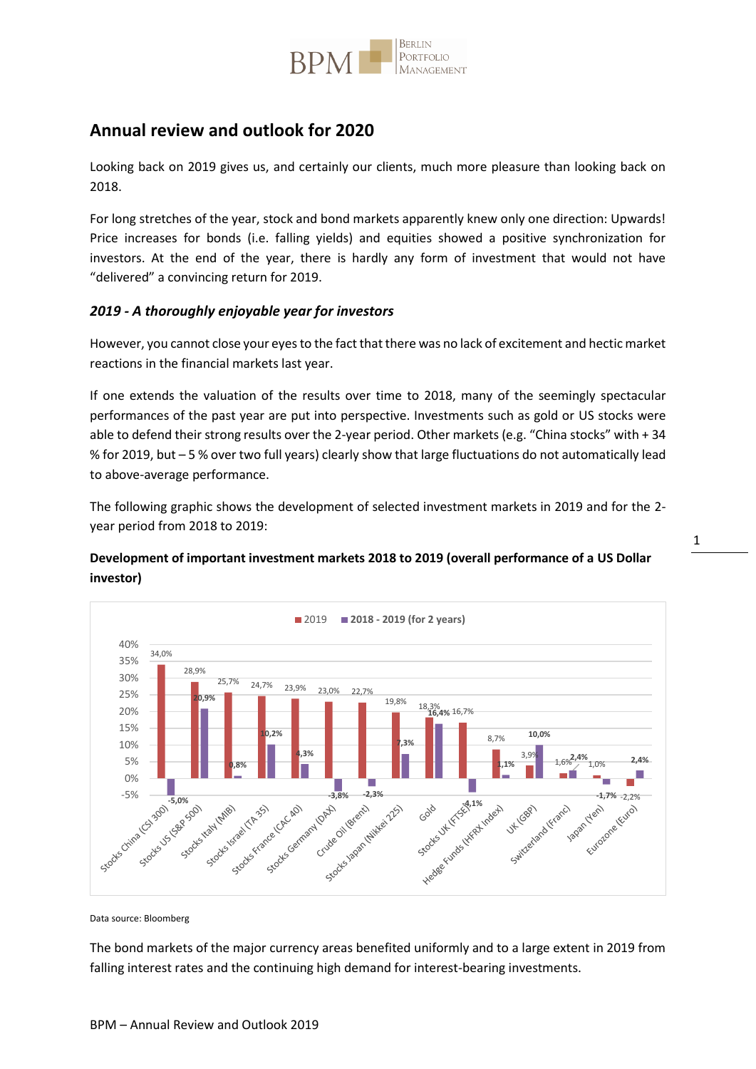## Annual review and outlook for 2020

Looking back on 2019 gives us, and certainly our clients, much more pleasure than looking back on 2018.

For long stretches of the year, stock and bond markets apparently knew only one direction: Upwards! Price increases for bonds (i.e. falling yields) and equities showed a positive synchronization for investors. At the end of the year, there is hardly any form of investment that would not have "delivered" a convincing return for 2019.

### *2019 - A thoroughly enjoyable year for investors*

However, you cannot close your eyes to the fact that there was no lack of excitement and hectic market reactions in the financial markets last year.

If one extends the valuation of the results over time to 2018, many of the seemingly spectacular performances of the past year are put into perspective. Investments such as gold or US stocks were able to defend their strong results over the 2-year period. Other markets (e.g. "China stocks" with + 34 % for 2019, but – 5 % over two full years) clearly show that large fluctuations do not automatically lead to above-average performance.

The following graphic shows the development of selected investment markets in 2019 and for the 2-year period from 2018 to 2019:

**Development of important investment markets 2018 to 2019 (overall performance of a US Dollar investor)**

| Market | 2019 | 2018 - 2019 (for 2 years) |
|---|---|---|
| Stocks China (CSI 300) | 34,0% | -5,0% |
| Stocks US (S&P 500) | 28,9% | 20,9% |
| Stocks Italy (MIB) | 25,7% | 0,8% |
| Stocks Israel (TA 35) | 24,7% | 10,2% |
| Stocks France (CAC 40) | 23,9% | 4,3% |
| Stocks Germany (DAX) | 23,0% | -3,8% |
| Crude Oil (Brent) | 22,7% | -2,3% |
| Stocks Japan (Nikkei 225) | 19,8% | 7,3% |
| Gold | 18,3% | 16,4% |
| Stocks UK (FTSE) | 16,7% | -4,1% |
| Hedge Funds (HFRX Index) | 8,7% | 1,1% |
| UK (GBP) | 3,9% | 10,0% |
| Switzerland (Franc) | 1,6% | 2,4% |
| Japan (Yen) | 1,0% | -1,7% |
| Eurozone (Euro) | -2,2% | 2,4% |

Data source: Bloomberg

The bond markets of the major currency areas benefited uniformly and to a large extent in 2019 from falling interest rates and the continuing high demand for interest-bearing investments.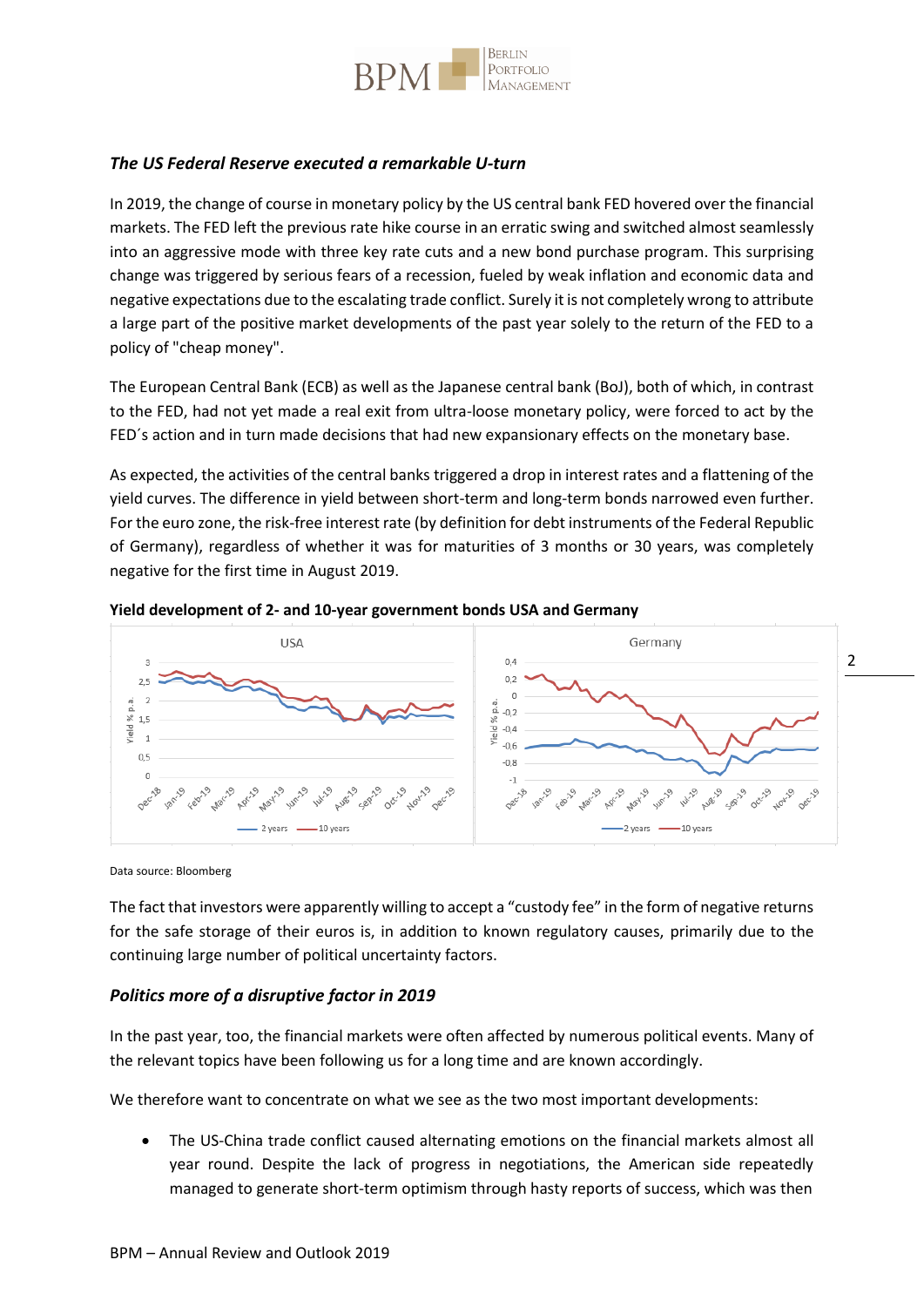### *The US Federal Reserve executed a remarkable U-turn*

In 2019, the change of course in monetary policy by the US central bank FED hovered over the financial markets. The FED left the previous rate hike course in an erratic swing and switched almost seamlessly into an aggressive mode with three key rate cuts and a new bond purchase program. This surprising change was triggered by serious fears of a recession, fueled by weak inflation and economic data and negative expectations due to the escalating trade conflict. Surely it is not completely wrong to attribute a large part of the positive market developments of the past year solely to the return of the FED to a policy of "cheap money".

The European Central Bank (ECB) as well as the Japanese central bank (BoJ), both of which, in contrast to the FED, had not yet made a real exit from ultra-loose monetary policy, were forced to act by the FED´s action and in turn made decisions that had new expansionary effects on the monetary base.

As expected, the activities of the central banks triggered a drop in interest rates and a flattening of the yield curves. The difference in yield between short-term and long-term bonds narrowed even further. For the euro zone, the risk-free interest rate (by definition for debt instruments of the Federal Republic of Germany), regardless of whether it was for maturities of 3 months or 30 years, was completely negative for the first time in August 2019.

**Yield development of 2- and 10-year government bonds USA and Germany**

Data source: Bloomberg

The fact that investors were apparently willing to accept a "custody fee" in the form of negative returns for the safe storage of their euros is, in addition to known regulatory causes, primarily due to the continuing large number of political uncertainty factors.

### *Politics more of a disruptive factor in 2019*

In the past year, too, the financial markets were often affected by numerous political events. Many of the relevant topics have been following us for a long time and are known accordingly.

We therefore want to concentrate on what we see as the two most important developments:

- The US-China trade conflict caused alternating emotions on the financial markets almost all year round. Despite the lack of progress in negotiations, the American side repeatedly managed to generate short-term optimism through hasty reports of success, which was then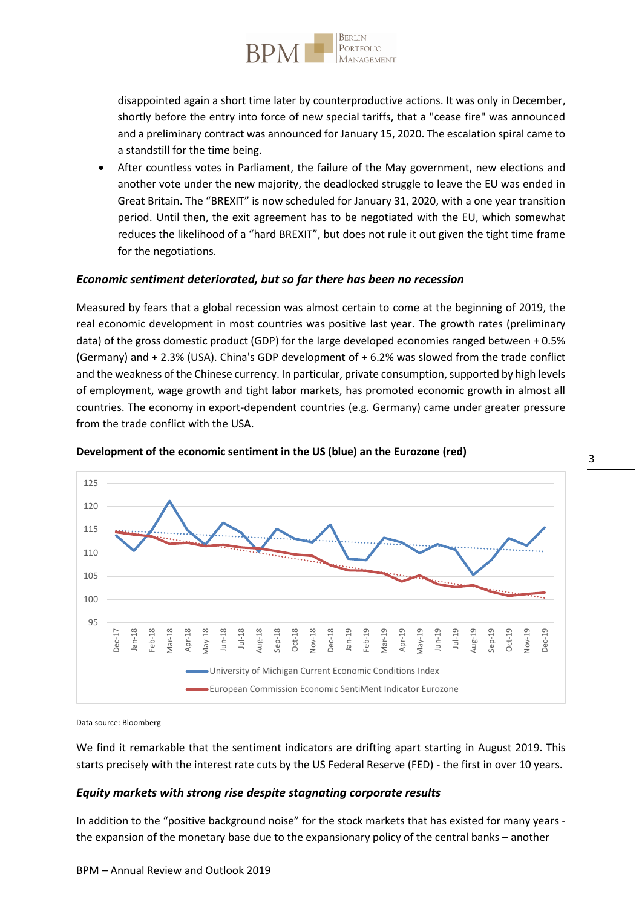disappointed again a short time later by counterproductive actions. It was only in December, shortly before the entry into force of new special tariffs, that a "cease fire" was announced and a preliminary contract was announced for January 15, 2020. The escalation spiral came to a standstill for the time being.

- After countless votes in Parliament, the failure of the May government, new elections and another vote under the new majority, the deadlocked struggle to leave the EU was ended in Great Britain. The "BREXIT" is now scheduled for January 31, 2020, with a one year transition period. Until then, the exit agreement has to be negotiated with the EU, which somewhat reduces the likelihood of a "hard BREXIT", but does not rule it out given the tight time frame for the negotiations.

### *Economic sentiment deteriorated, but so far there has been no recession*

Measured by fears that a global recession was almost certain to come at the beginning of 2019, the real economic development in most countries was positive last year. The growth rates (preliminary data) of the gross domestic product (GDP) for the large developed economies ranged between + 0.5% (Germany) and + 2.3% (USA). China's GDP development of + 6.2% was slowed from the trade conflict and the weakness of the Chinese currency. In particular, private consumption, supported by high levels of employment, wage growth and tight labor markets, has promoted economic growth in almost all countries. The economy in export-dependent countries (e.g. Germany) came under greater pressure from the trade conflict with the USA.

**Development of the economic sentiment in the US (blue) an the Eurozone (red)**

Data source: Bloomberg

We find it remarkable that the sentiment indicators are drifting apart starting in August 2019. This starts precisely with the interest rate cuts by the US Federal Reserve (FED) - the first in over 10 years.

### *Equity markets with strong rise despite stagnating corporate results*

In addition to the "positive background noise" for the stock markets that has existed for many years - the expansion of the monetary base due to the expansionary policy of the central banks – another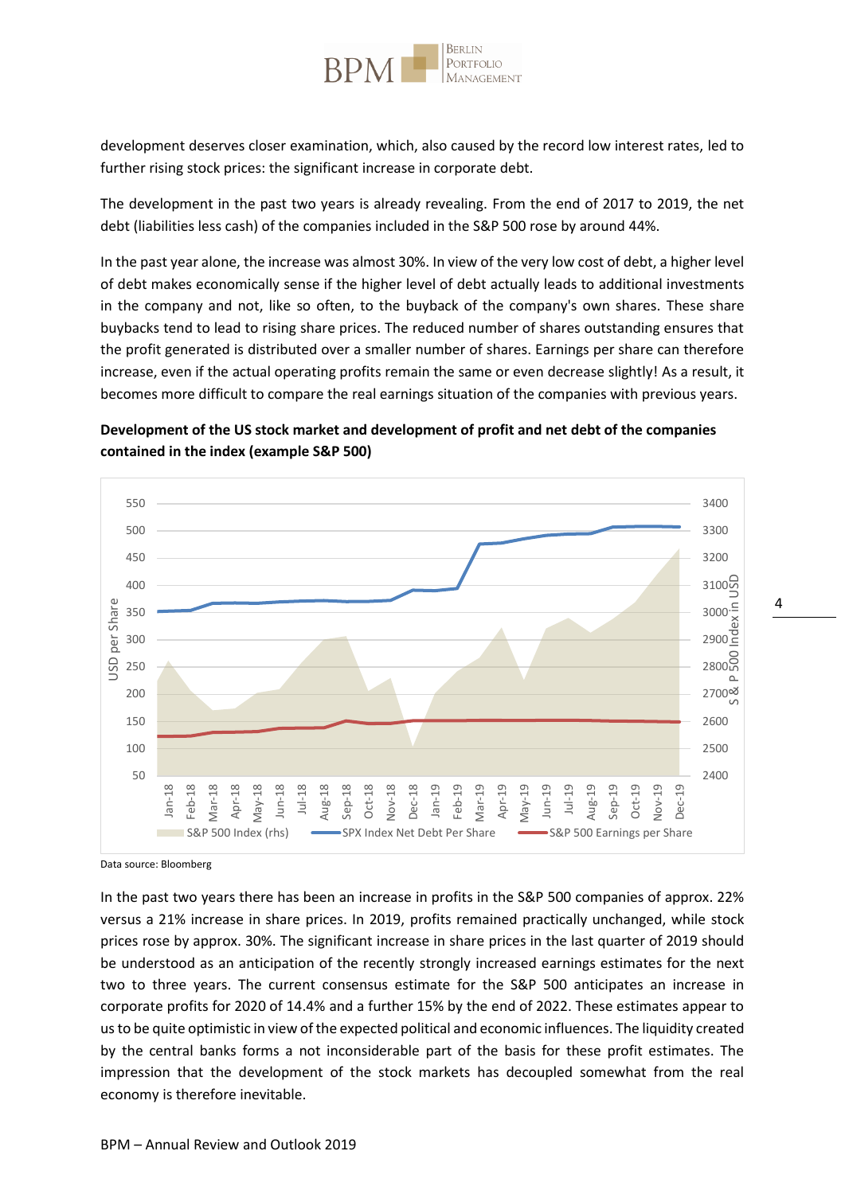development deserves closer examination, which, also caused by the record low interest rates, led to further rising stock prices: the significant increase in corporate debt.

The development in the past two years is already revealing. From the end of 2017 to 2019, the net debt (liabilities less cash) of the companies included in the S&P 500 rose by around 44%.

In the past year alone, the increase was almost 30%. In view of the very low cost of debt, a higher level of debt makes economically sense if the higher level of debt actually leads to additional investments in the company and not, like so often, to the buyback of the company's own shares. These share buybacks tend to lead to rising share prices. The reduced number of shares outstanding ensures that the profit generated is distributed over a smaller number of shares. Earnings per share can therefore increase, even if the actual operating profits remain the same or even decrease slightly! As a result, it becomes more difficult to compare the real earnings situation of the companies with previous years.

**Development of the US stock market and development of profit and net debt of the companies contained in the index (example S&P 500)**

Data source: Bloomberg

In the past two years there has been an increase in profits in the S&P 500 companies of approx. 22% versus a 21% increase in share prices. In 2019, profits remained practically unchanged, while stock prices rose by approx. 30%. The significant increase in share prices in the last quarter of 2019 should be understood as an anticipation of the recently strongly increased earnings estimates for the next two to three years. The current consensus estimate for the S&P 500 anticipates an increase in corporate profits for 2020 of 14.4% and a further 15% by the end of 2022. These estimates appear to us to be quite optimistic in view of the expected political and economic influences. The liquidity created by the central banks forms a not inconsiderable part of the basis for these profit estimates. The impression that the development of the stock markets has decoupled somewhat from the real economy is therefore inevitable.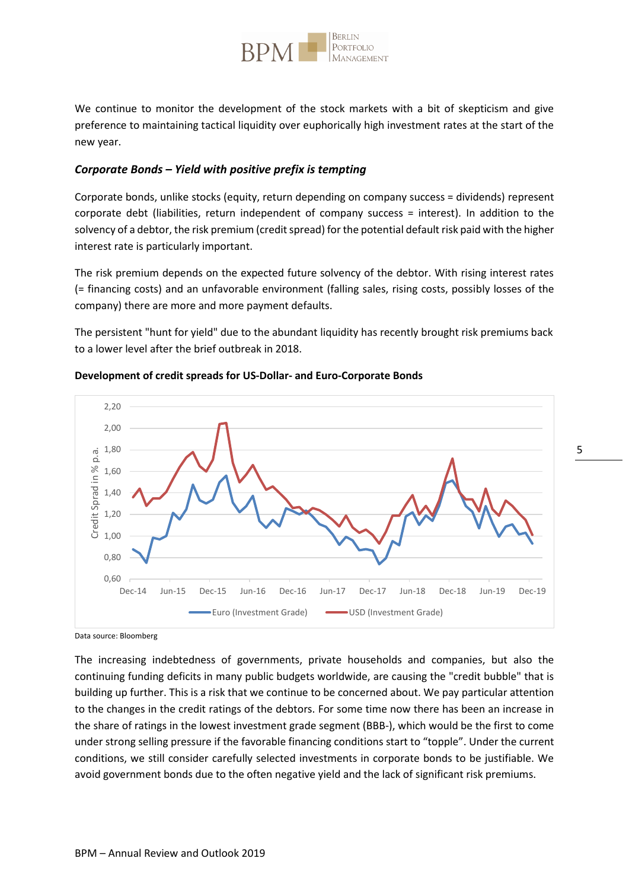We continue to monitor the development of the stock markets with a bit of skepticism and give preference to maintaining tactical liquidity over euphorically high investment rates at the start of the new year.

### *Corporate Bonds – Yield with positive prefix is tempting*

Corporate bonds, unlike stocks (equity, return depending on company success = dividends) represent corporate debt (liabilities, return independent of company success = interest). In addition to the solvency of a debtor, the risk premium (credit spread) for the potential default risk paid with the higher interest rate is particularly important.

The risk premium depends on the expected future solvency of the debtor. With rising interest rates (= financing costs) and an unfavorable environment (falling sales, rising costs, possibly losses of the company) there are more and more payment defaults.

The persistent "hunt for yield" due to the abundant liquidity has recently brought risk premiums back to a lower level after the brief outbreak in 2018.

**Development of credit spreads for US-Dollar- and Euro-Corporate Bonds**

Data source: Bloomberg

The increasing indebtedness of governments, private households and companies, but also the continuing funding deficits in many public budgets worldwide, are causing the "credit bubble" that is building up further. This is a risk that we continue to be concerned about. We pay particular attention to the changes in the credit ratings of the debtors. For some time now there has been an increase in the share of ratings in the lowest investment grade segment (BBB-), which would be the first to come under strong selling pressure if the favorable financing conditions start to "topple". Under the current conditions, we still consider carefully selected investments in corporate bonds to be justifiable. We avoid government bonds due to the often negative yield and the lack of significant risk premiums.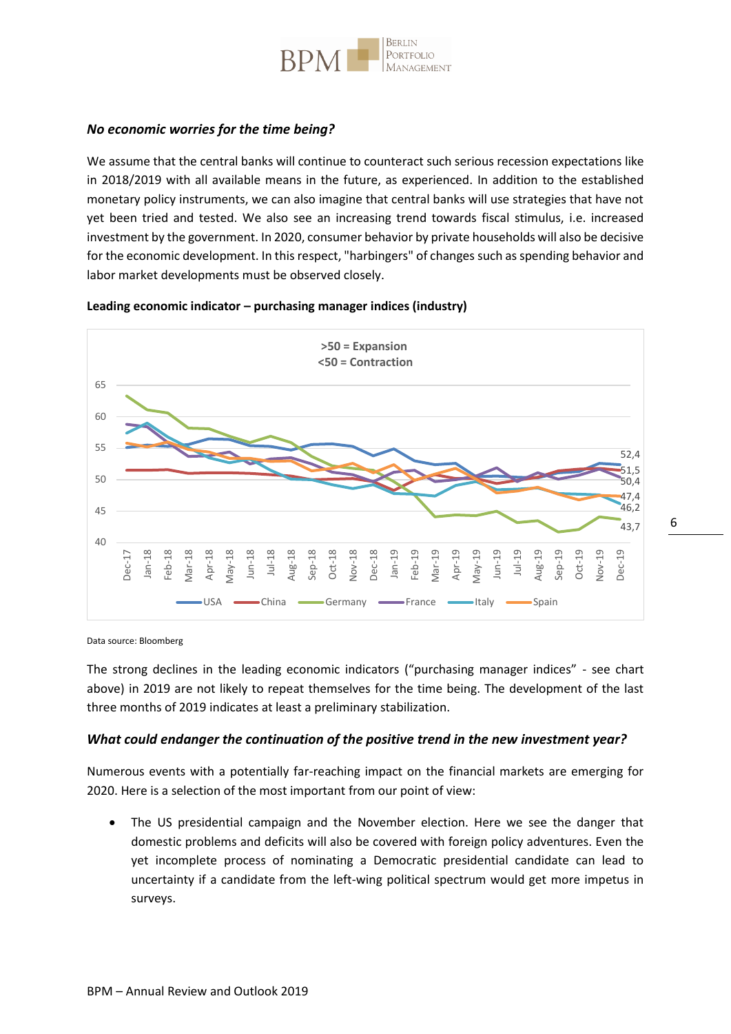### *No economic worries for the time being?*

We assume that the central banks will continue to counteract such serious recession expectations like in 2018/2019 with all available means in the future, as experienced. In addition to the established monetary policy instruments, we can also imagine that central banks will use strategies that have not yet been tried and tested. We also see an increasing trend towards fiscal stimulus, i.e. increased investment by the government. In 2020, consumer behavior by private households will also be decisive for the economic development. In this respect, "harbingers" of changes such as spending behavior and labor market developments must be observed closely.

**Leading economic indicator – purchasing manager indices (industry)**

Data source: Bloomberg

The strong declines in the leading economic indicators ("purchasing manager indices" - see chart above) in 2019 are not likely to repeat themselves for the time being. The development of the last three months of 2019 indicates at least a preliminary stabilization.

### *What could endanger the continuation of the positive trend in the new investment year?*

Numerous events with a potentially far-reaching impact on the financial markets are emerging for 2020. Here is a selection of the most important from our point of view:

- The US presidential campaign and the November election. Here we see the danger that domestic problems and deficits will also be covered with foreign policy adventures. Even the yet incomplete process of nominating a Democratic presidential candidate can lead to uncertainty if a candidate from the left-wing political spectrum would get more impetus in surveys.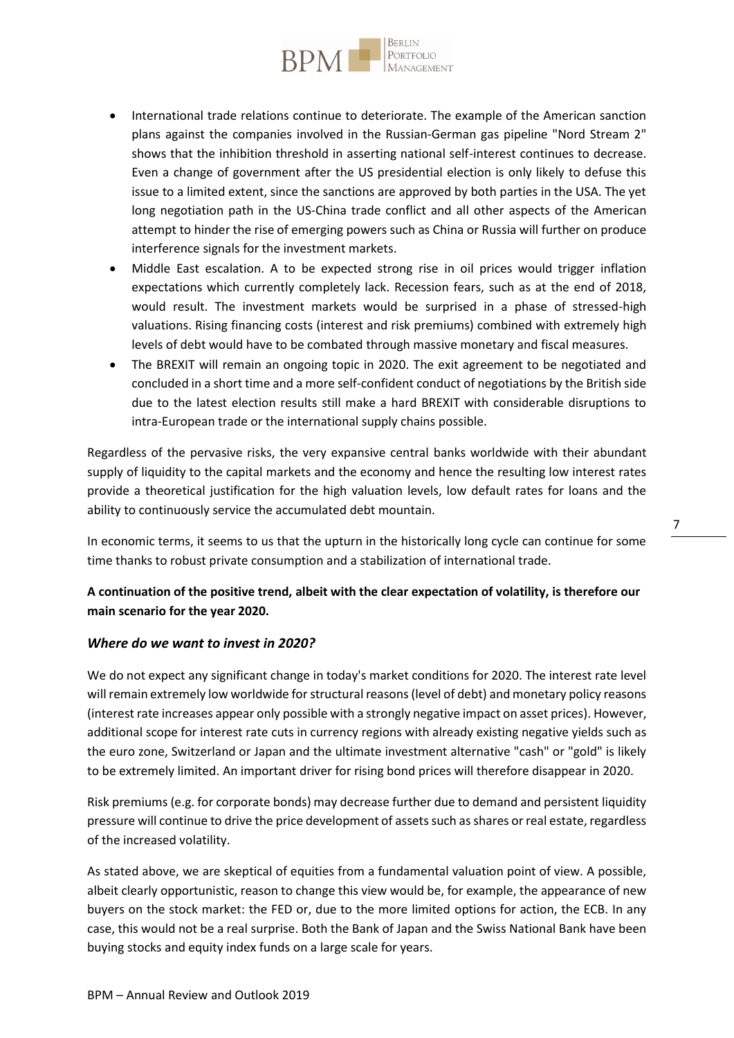- International trade relations continue to deteriorate. The example of the American sanction plans against the companies involved in the Russian-German gas pipeline "Nord Stream 2" shows that the inhibition threshold in asserting national self-interest continues to decrease. Even a change of government after the US presidential election is only likely to defuse this issue to a limited extent, since the sanctions are approved by both parties in the USA. The yet long negotiation path in the US-China trade conflict and all other aspects of the American attempt to hinder the rise of emerging powers such as China or Russia will further on produce interference signals for the investment markets.
- Middle East escalation. A to be expected strong rise in oil prices would trigger inflation expectations which currently completely lack. Recession fears, such as at the end of 2018, would result. The investment markets would be surprised in a phase of stressed-high valuations. Rising financing costs (interest and risk premiums) combined with extremely high levels of debt would have to be combated through massive monetary and fiscal measures.
- The BREXIT will remain an ongoing topic in 2020. The exit agreement to be negotiated and concluded in a short time and a more self-confident conduct of negotiations by the British side due to the latest election results still make a hard BREXIT with considerable disruptions to intra-European trade or the international supply chains possible.

Regardless of the pervasive risks, the very expansive central banks worldwide with their abundant supply of liquidity to the capital markets and the economy and hence the resulting low interest rates provide a theoretical justification for the high valuation levels, low default rates for loans and the ability to continuously service the accumulated debt mountain.

In economic terms, it seems to us that the upturn in the historically long cycle can continue for some time thanks to robust private consumption and a stabilization of international trade.

**A continuation of the positive trend, albeit with the clear expectation of volatility, is therefore our main scenario for the year 2020.**

### *Where do we want to invest in 2020?*

We do not expect any significant change in today's market conditions for 2020. The interest rate level will remain extremely low worldwide for structural reasons (level of debt) and monetary policy reasons (interest rate increases appear only possible with a strongly negative impact on asset prices). However, additional scope for interest rate cuts in currency regions with already existing negative yields such as the euro zone, Switzerland or Japan and the ultimate investment alternative "cash" or "gold" is likely to be extremely limited. An important driver for rising bond prices will therefore disappear in 2020.

Risk premiums (e.g. for corporate bonds) may decrease further due to demand and persistent liquidity pressure will continue to drive the price development of assets such as shares or real estate, regardless of the increased volatility.

As stated above, we are skeptical of equities from a fundamental valuation point of view. A possible, albeit clearly opportunistic, reason to change this view would be, for example, the appearance of new buyers on the stock market: the FED or, due to the more limited options for action, the ECB. In any case, this would not be a real surprise. Both the Bank of Japan and the Swiss National Bank have been buying stocks and equity index funds on a large scale for years.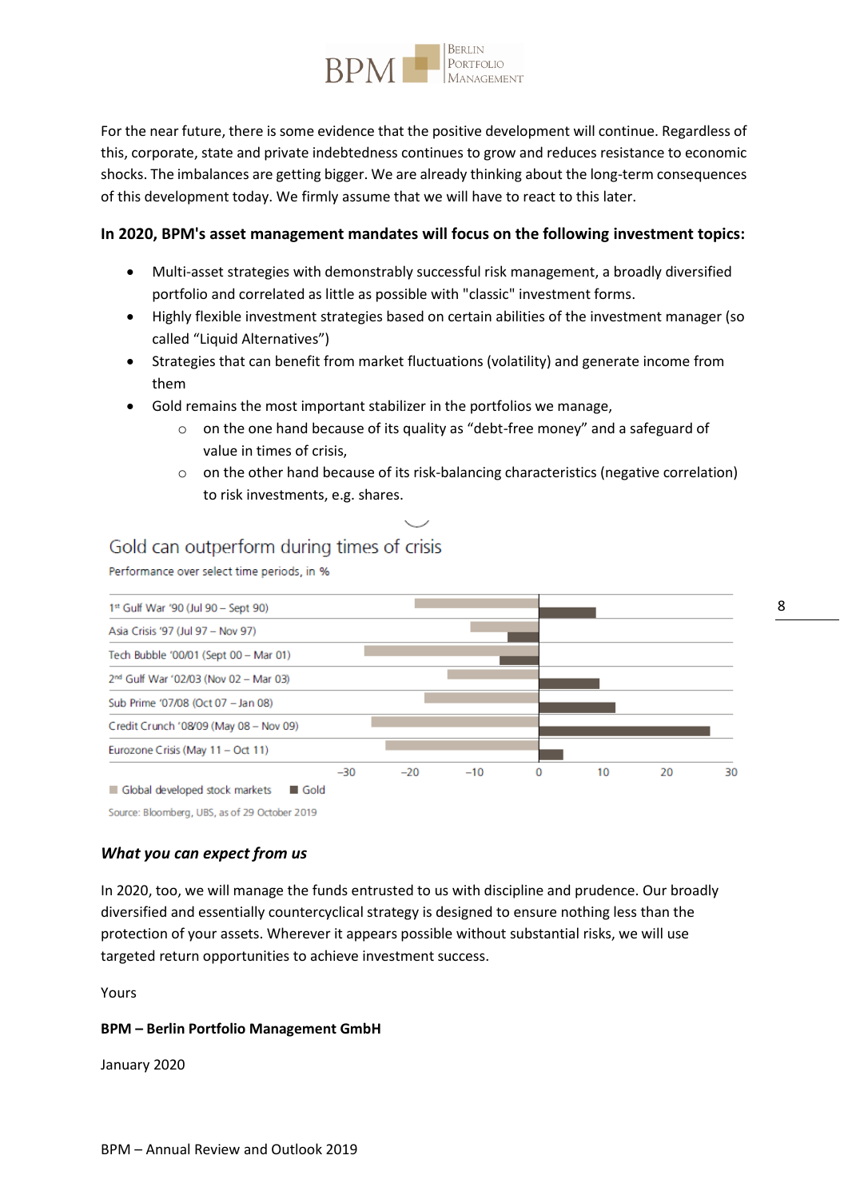For the near future, there is some evidence that the positive development will continue. Regardless of this, corporate, state and private indebtedness continues to grow and reduces resistance to economic shocks. The imbalances are getting bigger. We are already thinking about the long-term consequences of this development today. We firmly assume that we will have to react to this later.

**In 2020, BPM's asset management mandates will focus on the following investment topics:**

- Multi-asset strategies with demonstrably successful risk management, a broadly diversified portfolio and correlated as little as possible with "classic" investment forms.
- Highly flexible investment strategies based on certain abilities of the investment manager (so called "Liquid Alternatives")
- Strategies that can benefit from market fluctuations (volatility) and generate income from them
- Gold remains the most important stabilizer in the portfolios we manage,
  - on the one hand because of its quality as "debt-free money" and a safeguard of value in times of crisis,
  - on the other hand because of its risk-balancing characteristics (negative correlation) to risk investments, e.g. shares.

Gold can outperform during times of crisis

Performance over select time periods, in %

1st Gulf War '90 (Jul 90 – Sept 90)
Asia Crisis '97 (Jul 97 – Nov 97)
Tech Bubble '00/01 (Sept 00 – Mar 01)
2nd Gulf War '02/03 (Nov 02 – Mar 03)
Sub Prime '07/08 (Oct 07 – Jan 08)
Credit Crunch '08/09 (May 08 – Nov 09)
Eurozone Crisis (May 11 – Oct 11)

–30 –20 –10 0 10 20 30

Global developed stock markets | Gold

Source: Bloomberg, UBS, as of 29 October 2019

### *What you can expect from us*

In 2020, too, we will manage the funds entrusted to us with discipline and prudence. Our broadly diversified and essentially countercyclical strategy is designed to ensure nothing less than the protection of your assets. Wherever it appears possible without substantial risks, we will use targeted return opportunities to achieve investment success.

Yours

**BPM – Berlin Portfolio Management GmbH**

January 2020